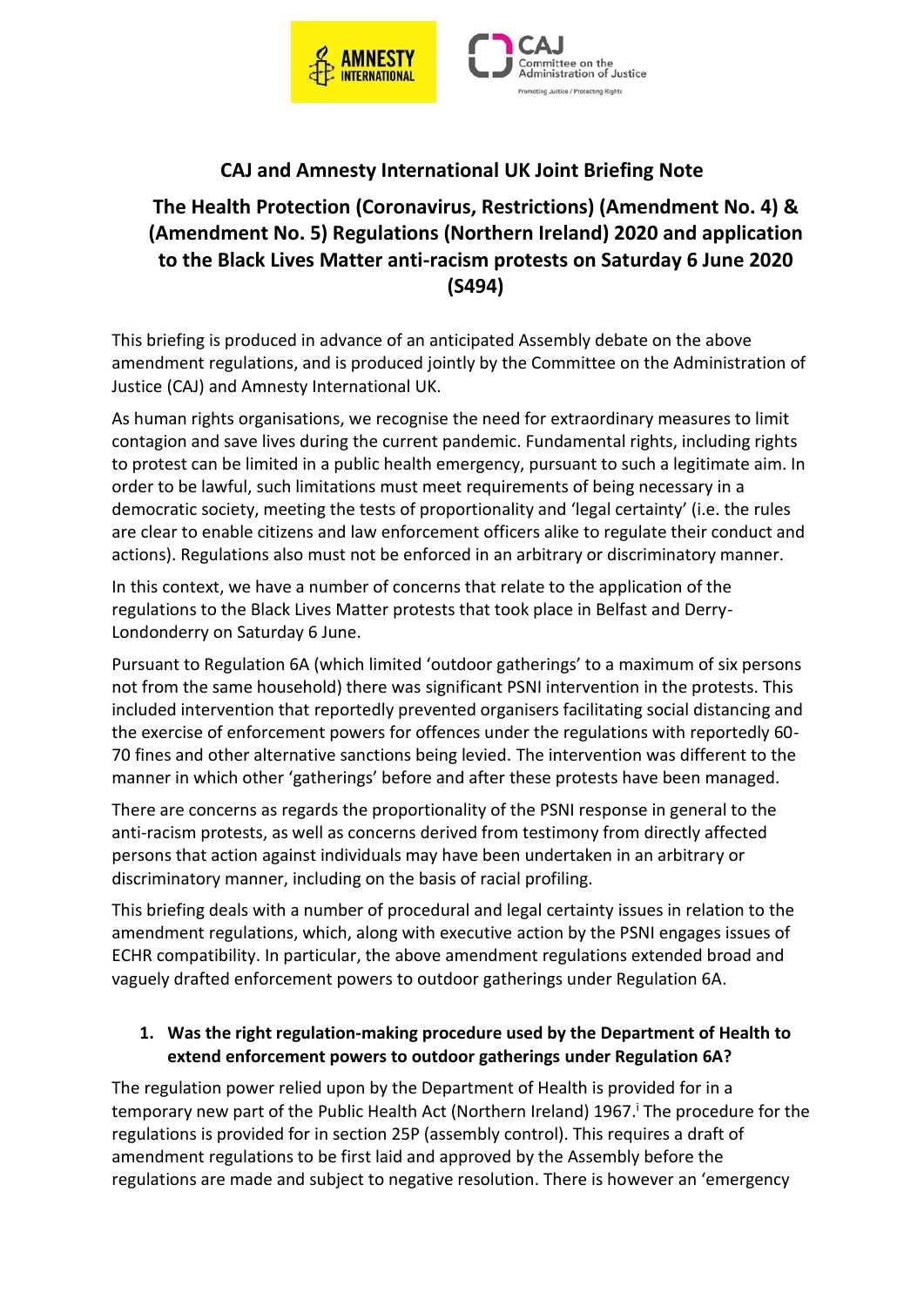# CAJ and Amnesty International UK Joint Briefing Note

## The Health Protection (Coronavirus, Restrictions) (Amendment No. 4) & (Amendment No. 5) Regulations (Northern Ireland) 2020 and application to the Black Lives Matter anti-racism protests on Saturday 6 June 2020 (S494)

This briefing is produced in advance of an anticipated Assembly debate on the above amendment regulations, and is produced jointly by the Committee on the Administration of Justice (CAJ) and Amnesty International UK.

As human rights organisations, we recognise the need for extraordinary measures to limit contagion and save lives during the current pandemic. Fundamental rights, including rights to protest can be limited in a public health emergency, pursuant to such a legitimate aim. In order to be lawful, such limitations must meet requirements of being necessary in a democratic society, meeting the tests of proportionality and 'legal certainty' (i.e. the rules are clear to enable citizens and law enforcement officers alike to regulate their conduct and actions). Regulations also must not be enforced in an arbitrary or discriminatory manner.

In this context, we have a number of concerns that relate to the application of the regulations to the Black Lives Matter protests that took place in Belfast and Derry-Londonderry on Saturday 6 June.

Pursuant to Regulation 6A (which limited 'outdoor gatherings' to a maximum of six persons not from the same household) there was significant PSNI intervention in the protests. This included intervention that reportedly prevented organisers facilitating social distancing and the exercise of enforcement powers for offences under the regulations with reportedly 60-70 fines and other alternative sanctions being levied. The intervention was different to the manner in which other 'gatherings' before and after these protests have been managed.

There are concerns as regards the proportionality of the PSNI response in general to the anti-racism protests, as well as concerns derived from testimony from directly affected persons that action against individuals may have been undertaken in an arbitrary or discriminatory manner, including on the basis of racial profiling.

This briefing deals with a number of procedural and legal certainty issues in relation to the amendment regulations, which, along with executive action by the PSNI engages issues of ECHR compatibility. In particular, the above amendment regulations extended broad and vaguely drafted enforcement powers to outdoor gatherings under Regulation 6A.

### 1. Was the right regulation-making procedure used by the Department of Health to extend enforcement powers to outdoor gatherings under Regulation 6A?

The regulation power relied upon by the Department of Health is provided for in a temporary new part of the Public Health Act (Northern Ireland) 1967.[i] The procedure for the regulations is provided for in section 25P (assembly control). This requires a draft of amendment regulations to be first laid and approved by the Assembly before the regulations are made and subject to negative resolution. There is however an 'emergency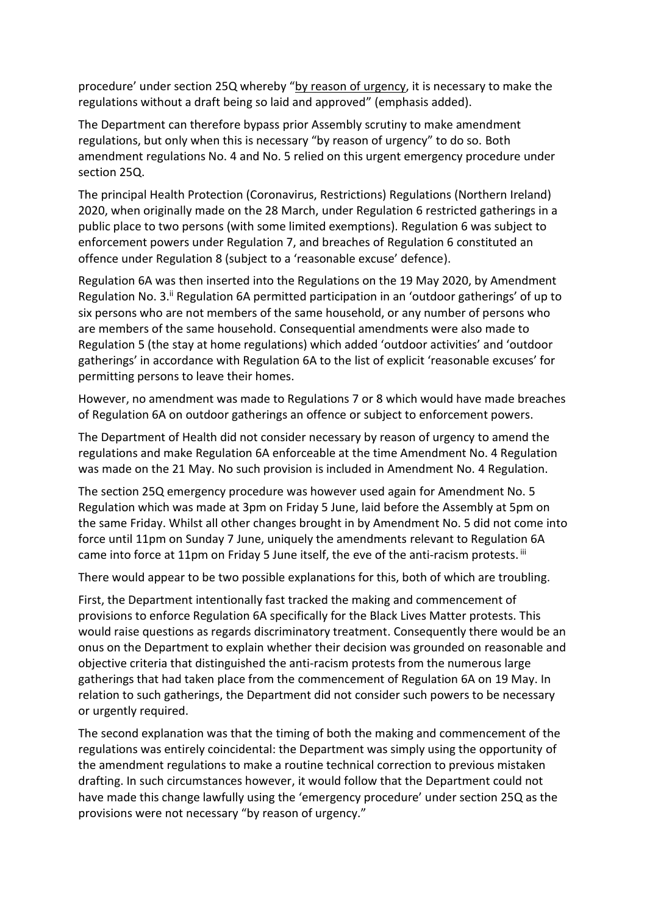procedure' under section 25Q whereby "by reason of urgency, it is necessary to make the regulations without a draft being so laid and approved" (emphasis added).

The Department can therefore bypass prior Assembly scrutiny to make amendment regulations, but only when this is necessary "by reason of urgency" to do so. Both amendment regulations No. 4 and No. 5 relied on this urgent emergency procedure under section 25Q.

The principal Health Protection (Coronavirus, Restrictions) Regulations (Northern Ireland) 2020, when originally made on the 28 March, under Regulation 6 restricted gatherings in a public place to two persons (with some limited exemptions). Regulation 6 was subject to enforcement powers under Regulation 7, and breaches of Regulation 6 constituted an offence under Regulation 8 (subject to a 'reasonable excuse' defence).

Regulation 6A was then inserted into the Regulations on the 19 May 2020, by Amendment Regulation No. 3.[ii] Regulation 6A permitted participation in an 'outdoor gatherings' of up to six persons who are not members of the same household, or any number of persons who are members of the same household. Consequential amendments were also made to Regulation 5 (the stay at home regulations) which added 'outdoor activities' and 'outdoor gatherings' in accordance with Regulation 6A to the list of explicit 'reasonable excuses' for permitting persons to leave their homes.

However, no amendment was made to Regulations 7 or 8 which would have made breaches of Regulation 6A on outdoor gatherings an offence or subject to enforcement powers.

The Department of Health did not consider necessary by reason of urgency to amend the regulations and make Regulation 6A enforceable at the time Amendment No. 4 Regulation was made on the 21 May. No such provision is included in Amendment No. 4 Regulation.

The section 25Q emergency procedure was however used again for Amendment No. 5 Regulation which was made at 3pm on Friday 5 June, laid before the Assembly at 5pm on the same Friday. Whilst all other changes brought in by Amendment No. 5 did not come into force until 11pm on Sunday 7 June, uniquely the amendments relevant to Regulation 6A came into force at 11pm on Friday 5 June itself, the eve of the anti-racism protests.[iii]

There would appear to be two possible explanations for this, both of which are troubling.

First, the Department intentionally fast tracked the making and commencement of provisions to enforce Regulation 6A specifically for the Black Lives Matter protests. This would raise questions as regards discriminatory treatment. Consequently there would be an onus on the Department to explain whether their decision was grounded on reasonable and objective criteria that distinguished the anti-racism protests from the numerous large gatherings that had taken place from the commencement of Regulation 6A on 19 May. In relation to such gatherings, the Department did not consider such powers to be necessary or urgently required.

The second explanation was that the timing of both the making and commencement of the regulations was entirely coincidental: the Department was simply using the opportunity of the amendment regulations to make a routine technical correction to previous mistaken drafting. In such circumstances however, it would follow that the Department could not have made this change lawfully using the 'emergency procedure' under section 25Q as the provisions were not necessary "by reason of urgency."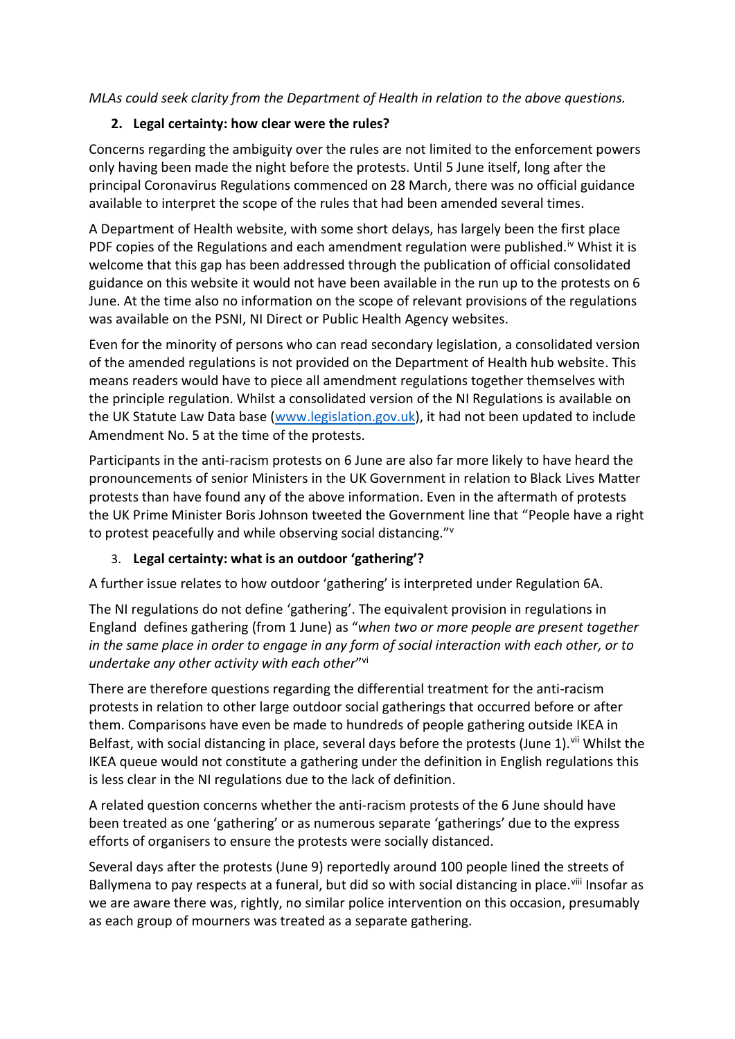*MLAs could seek clarity from the Department of Health in relation to the above questions.*

## 2. Legal certainty: how clear were the rules?

Concerns regarding the ambiguity over the rules are not limited to the enforcement powers only having been made the night before the protests. Until 5 June itself, long after the principal Coronavirus Regulations commenced on 28 March, there was no official guidance available to interpret the scope of the rules that had been amended several times.

A Department of Health website, with some short delays, has largely been the first place PDF copies of the Regulations and each amendment regulation were published.[iv] Whilst it is welcome that this gap has been addressed through the publication of official consolidated guidance on this website it would not have been available in the run up to the protests on 6 June. At the time also no information on the scope of relevant provisions of the regulations was available on the PSNI, NI Direct or Public Health Agency websites.

Even for the minority of persons who can read secondary legislation, a consolidated version of the amended regulations is not provided on the Department of Health hub website. This means readers would have to piece all amendment regulations together themselves with the principle regulation. Whilst a consolidated version of the NI Regulations is available on the UK Statute Law Data base ([www.legislation.gov.uk](www.legislation.gov.uk)), it had not been updated to include Amendment No. 5 at the time of the protests.

Participants in the anti-racism protests on 6 June are also far more likely to have heard the pronouncements of senior Ministers in the UK Government in relation to Black Lives Matter protests than have found any of the above information. Even in the aftermath of protests the UK Prime Minister Boris Johnson tweeted the Government line that "People have a right to protest peacefully and while observing social distancing."[v]

## 3. Legal certainty: what is an outdoor 'gathering'?

A further issue relates to how outdoor 'gathering' is interpreted under Regulation 6A.

The NI regulations do not define 'gathering'. The equivalent provision in regulations in England defines gathering (from 1 June) as "*when two or more people are present together in the same place in order to engage in any form of social interaction with each other, or to undertake any other activity with each other*"[vi]

There are therefore questions regarding the differential treatment for the anti-racism protests in relation to other large outdoor social gatherings that occurred before or after them. Comparisons have even be made to hundreds of people gathering outside IKEA in Belfast, with social distancing in place, several days before the protests (June 1).[vii] Whilst the IKEA queue would not constitute a gathering under the definition in English regulations this is less clear in the NI regulations due to the lack of definition.

A related question concerns whether the anti-racism protests of the 6 June should have been treated as one 'gathering' or as numerous separate 'gatherings' due to the express efforts of organisers to ensure the protests were socially distanced.

Several days after the protests (June 9) reportedly around 100 people lined the streets of Ballymena to pay respects at a funeral, but did so with social distancing in place.[viii] Insofar as we are aware there was, rightly, no similar police intervention on this occasion, presumably as each group of mourners was treated as a separate gathering.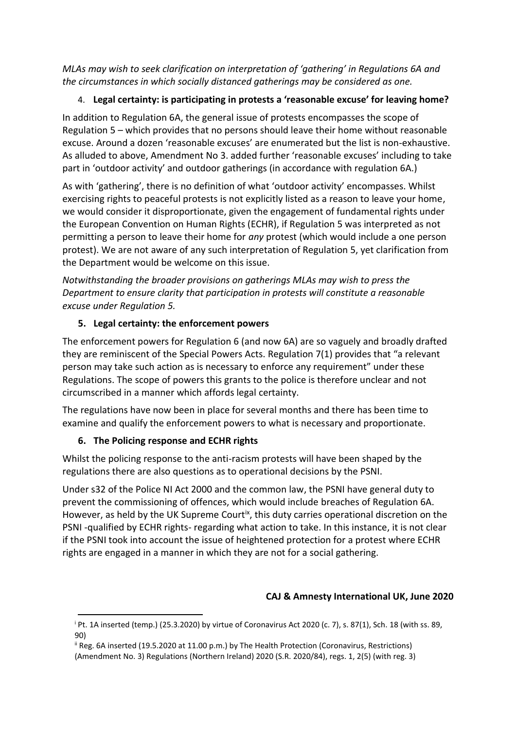*MLAs may wish to seek clarification on interpretation of 'gathering' in Regulations 6A and the circumstances in which socially distanced gatherings may be considered as one.*

4. **Legal certainty: is participating in protests a 'reasonable excuse' for leaving home?**

In addition to Regulation 6A, the general issue of protests encompasses the scope of Regulation 5 – which provides that no persons should leave their home without reasonable excuse. Around a dozen 'reasonable excuses' are enumerated but the list is non-exhaustive. As alluded to above, Amendment No 3. added further 'reasonable excuses' including to take part in 'outdoor activity' and outdoor gatherings (in accordance with regulation 6A.)

As with 'gathering', there is no definition of what 'outdoor activity' encompasses. Whilst exercising rights to peaceful protests is not explicitly listed as a reason to leave your home, we would consider it disproportionate, given the engagement of fundamental rights under the European Convention on Human Rights (ECHR), if Regulation 5 was interpreted as not permitting a person to leave their home for *any* protest (which would include a one person protest). We are not aware of any such interpretation of Regulation 5, yet clarification from the Department would be welcome on this issue.

*Notwithstanding the broader provisions on gatherings MLAs may wish to press the Department to ensure clarity that participation in protests will constitute a reasonable excuse under Regulation 5.*

5. **Legal certainty: the enforcement powers**

The enforcement powers for Regulation 6 (and now 6A) are so vaguely and broadly drafted they are reminiscent of the Special Powers Acts. Regulation 7(1) provides that "a relevant person may take such action as is necessary to enforce any requirement" under these Regulations. The scope of powers this grants to the police is therefore unclear and not circumscribed in a manner which affords legal certainty.

The regulations have now been in place for several months and there has been time to examine and qualify the enforcement powers to what is necessary and proportionate.

6. **The Policing response and ECHR rights**

Whilst the policing response to the anti-racism protests will have been shaped by the regulations there are also questions as to operational decisions by the PSNI.

Under s32 of the Police NI Act 2000 and the common law, the PSNI have general duty to prevent the commissioning of offences, which would include breaches of Regulation 6A. However, as held by the UK Supreme Court[ix], this duty carries operational discretion on the PSNI -qualified by ECHR rights- regarding what action to take. In this instance, it is not clear if the PSNI took into account the issue of heightened protection for a protest where ECHR rights are engaged in a manner in which they are not for a social gathering.

**CAJ & Amnesty International UK, June 2020**

---

[i] Pt. 1A inserted (temp.) (25.3.2020) by virtue of Coronavirus Act 2020 (c. 7), s. 87(1), Sch. 18 (with ss. 89, 90)

[ii] Reg. 6A inserted (19.5.2020 at 11.00 p.m.) by The Health Protection (Coronavirus, Restrictions) (Amendment No. 3) Regulations (Northern Ireland) 2020 (S.R. 2020/84), regs. 1, 2(5) (with reg. 3)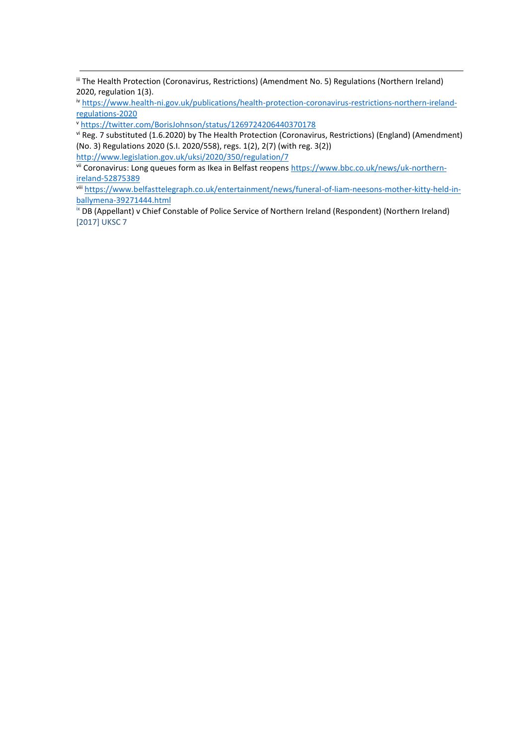---

[iii] The Health Protection (Coronavirus, Restrictions) (Amendment No. 5) Regulations (Northern Ireland) 2020, regulation 1(3).

[iv] https://www.health-ni.gov.uk/publications/health-protection-coronavirus-restrictions-northern-ireland-regulations-2020

[v] https://twitter.com/BorisJohnson/status/1269724206440370178

[vi] Reg. 7 substituted (1.6.2020) by The Health Protection (Coronavirus, Restrictions) (England) (Amendment) (No. 3) Regulations 2020 (S.I. 2020/558), regs. 1(2), 2(7) (with reg. 3(2)) http://www.legislation.gov.uk/uksi/2020/350/regulation/7

[vii] Coronavirus: Long queues form as Ikea in Belfast reopens https://www.bbc.co.uk/news/uk-northern-ireland-52875389

[viii] https://www.belfasttelegraph.co.uk/entertainment/news/funeral-of-liam-neesons-mother-kitty-held-in-ballymena-39271444.html

[ix] DB (Appellant) v Chief Constable of Police Service of Northern Ireland (Respondent) (Northern Ireland) [2017] UKSC 7